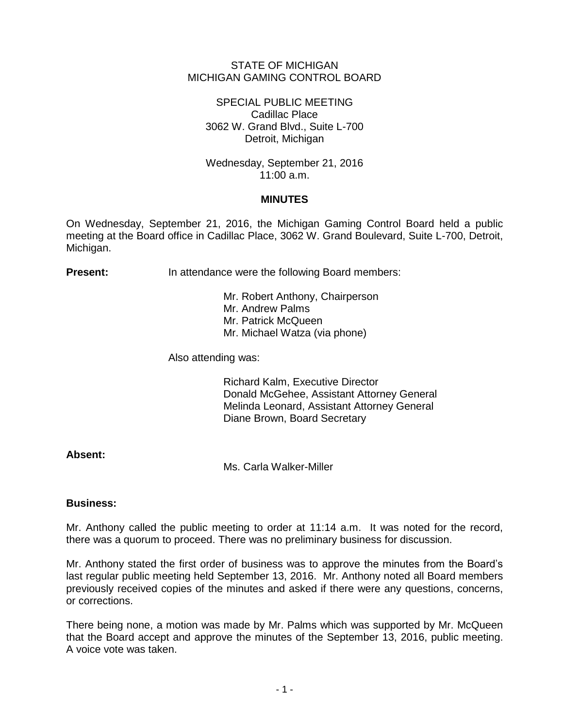STATE OF MICHIGAN
MICHIGAN GAMING CONTROL BOARD

SPECIAL PUBLIC MEETING
Cadillac Place
3062 W. Grand Blvd., Suite L-700
Detroit, Michigan

Wednesday, September 21, 2016
11:00 a.m.

## MINUTES

On Wednesday, September 21, 2016, the Michigan Gaming Control Board held a public meeting at the Board office in Cadillac Place, 3062 W. Grand Boulevard, Suite L-700, Detroit, Michigan.

**Present:** In attendance were the following Board members:

Mr. Robert Anthony, Chairperson
Mr. Andrew Palms
Mr. Patrick McQueen
Mr. Michael Watza (via phone)

Also attending was:

Richard Kalm, Executive Director
Donald McGehee, Assistant Attorney General
Melinda Leonard, Assistant Attorney General
Diane Brown, Board Secretary

**Absent:**

Ms. Carla Walker-Miller

**Business:**

Mr. Anthony called the public meeting to order at 11:14 a.m. It was noted for the record, there was a quorum to proceed. There was no preliminary business for discussion.

Mr. Anthony stated the first order of business was to approve the minutes from the Board's last regular public meeting held September 13, 2016. Mr. Anthony noted all Board members previously received copies of the minutes and asked if there were any questions, concerns, or corrections.

There being none, a motion was made by Mr. Palms which was supported by Mr. McQueen that the Board accept and approve the minutes of the September 13, 2016, public meeting. A voice vote was taken.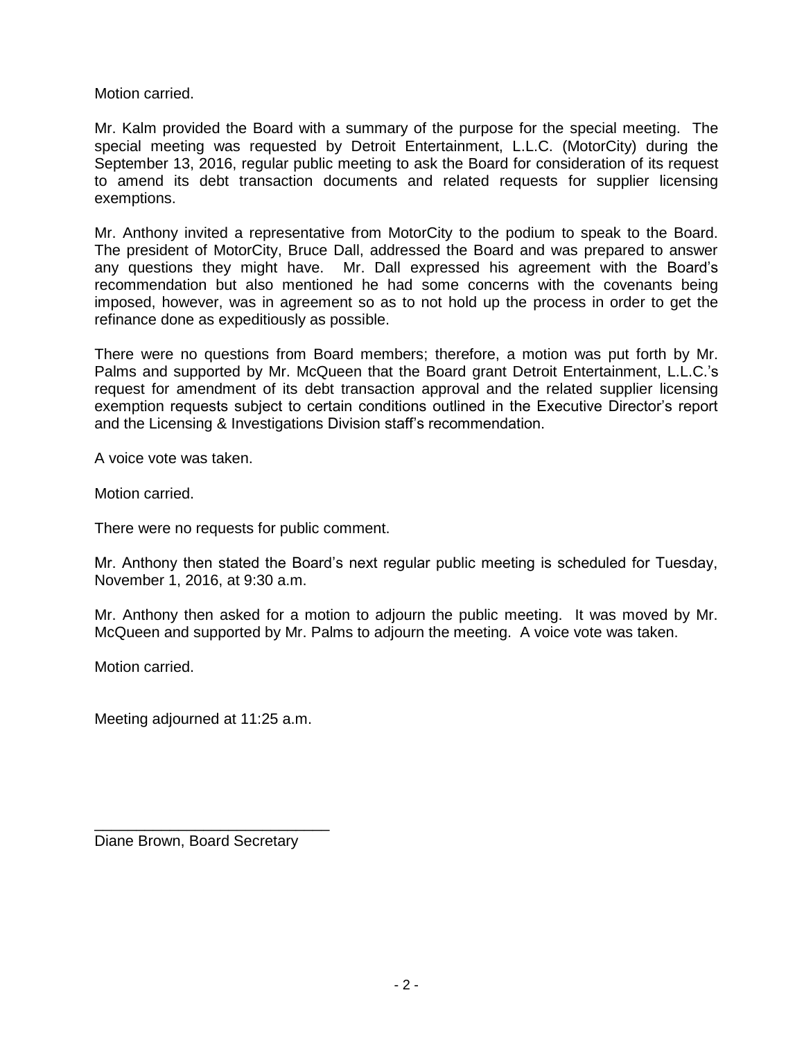Motion carried.

Mr. Kalm provided the Board with a summary of the purpose for the special meeting. The special meeting was requested by Detroit Entertainment, L.L.C. (MotorCity) during the September 13, 2016, regular public meeting to ask the Board for consideration of its request to amend its debt transaction documents and related requests for supplier licensing exemptions.

Mr. Anthony invited a representative from MotorCity to the podium to speak to the Board. The president of MotorCity, Bruce Dall, addressed the Board and was prepared to answer any questions they might have. Mr. Dall expressed his agreement with the Board's recommendation but also mentioned he had some concerns with the covenants being imposed, however, was in agreement so as to not hold up the process in order to get the refinance done as expeditiously as possible.

There were no questions from Board members; therefore, a motion was put forth by Mr. Palms and supported by Mr. McQueen that the Board grant Detroit Entertainment, L.L.C.'s request for amendment of its debt transaction approval and the related supplier licensing exemption requests subject to certain conditions outlined in the Executive Director's report and the Licensing & Investigations Division staff's recommendation.

A voice vote was taken.

Motion carried.

There were no requests for public comment.

Mr. Anthony then stated the Board's next regular public meeting is scheduled for Tuesday, November 1, 2016, at 9:30 a.m.

Mr. Anthony then asked for a motion to adjourn the public meeting. It was moved by Mr. McQueen and supported by Mr. Palms to adjourn the meeting. A voice vote was taken.

Motion carried.

Meeting adjourned at 11:25 a.m.

\_\_\_\_\_\_\_\_\_\_\_\_\_\_\_\_\_\_\_\_\_\_\_\_\_\_\_\_

Diane Brown, Board Secretary